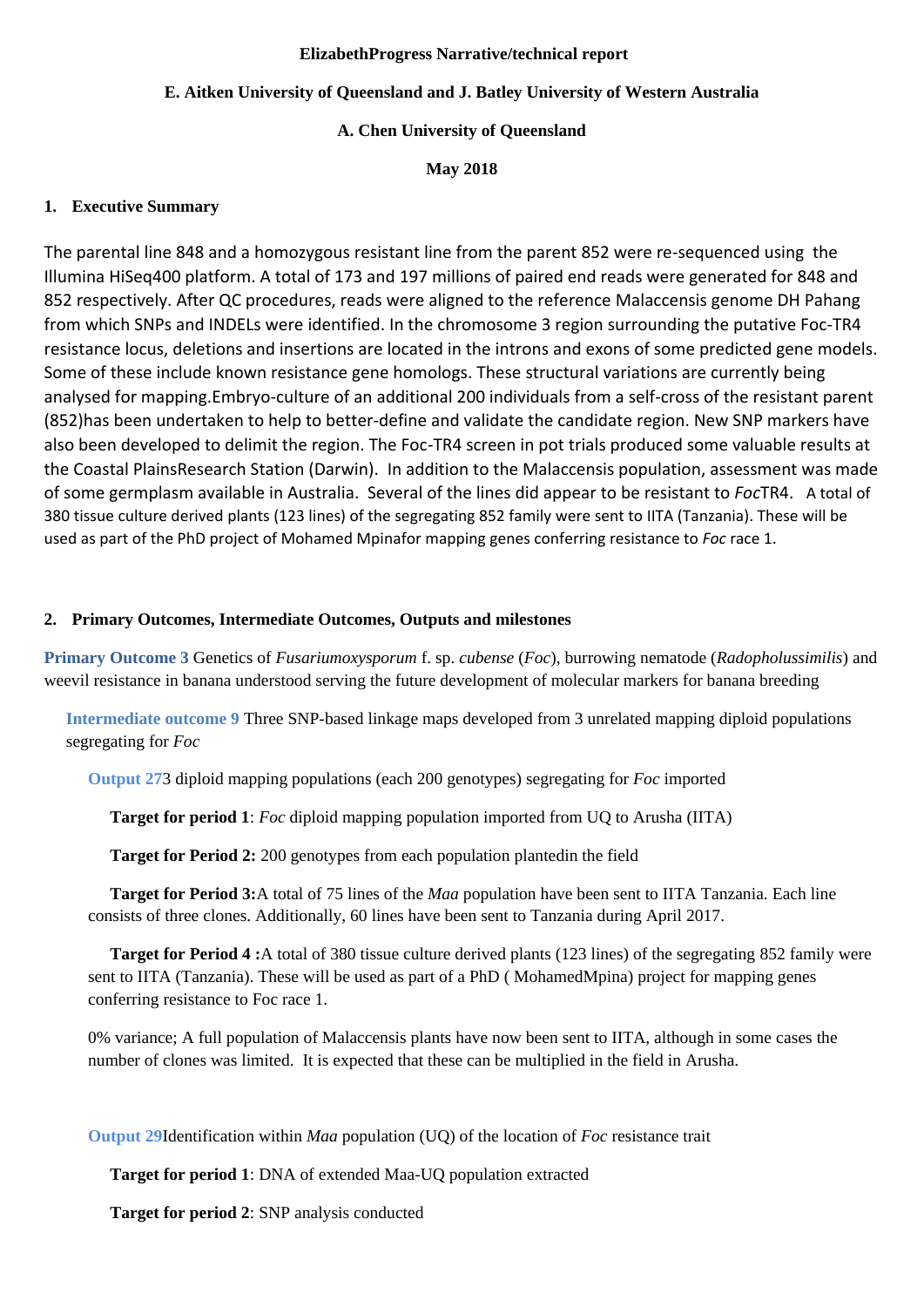**ElizabethProgress Narrative/technical report**

**E. Aitken University of Queensland and J. Batley University of Western Australia**

**A. Chen University of Queensland**

**May 2018**

## 1. Executive Summary

The parental line 848 and a homozygous resistant line from the parent 852 were re-sequenced using the Illumina HiSeq400 platform. A total of 173 and 197 millions of paired end reads were generated for 848 and 852 respectively. After QC procedures, reads were aligned to the reference Malaccensis genome DH Pahang from which SNPs and INDELs were identified. In the chromosome 3 region surrounding the putative Foc-TR4 resistance locus, deletions and insertions are located in the introns and exons of some predicted gene models. Some of these include known resistance gene homologs. These structural variations are currently being analysed for mapping.Embryo-culture of an additional 200 individuals from a self-cross of the resistant parent (852)has been undertaken to help to better-define and validate the candidate region. New SNP markers have also been developed to delimit the region. The Foc-TR4 screen in pot trials produced some valuable results at the Coastal PlainsResearch Station (Darwin). In addition to the Malaccensis population, assessment was made of some germplasm available in Australia. Several of the lines did appear to be resistant to *Foc*TR4. A total of 380 tissue culture derived plants (123 lines) of the segregating 852 family were sent to IITA (Tanzania). These will be used as part of the PhD project of Mohamed Mpinafor mapping genes conferring resistance to *Foc* race 1.

## 2. Primary Outcomes, Intermediate Outcomes, Outputs and milestones

**Primary Outcome 3** Genetics of *Fusariumoxysporum* f. sp. *cubense* (*Foc*), burrowing nematode (*Radopholussimilis*) and weevil resistance in banana understood serving the future development of molecular markers for banana breeding

**Intermediate outcome 9** Three SNP-based linkage maps developed from 3 unrelated mapping diploid populations segregating for *Foc*

**Output 27**3 diploid mapping populations (each 200 genotypes) segregating for *Foc* imported

**Target for period 1**: *Foc* diploid mapping population imported from UQ to Arusha (IITA)

**Target for Period 2:** 200 genotypes from each population plantedin the field

**Target for Period 3:**A total of 75 lines of the *Maa* population have been sent to IITA Tanzania. Each line consists of three clones. Additionally, 60 lines have been sent to Tanzania during April 2017.

**Target for Period 4 :**A total of 380 tissue culture derived plants (123 lines) of the segregating 852 family were sent to IITA (Tanzania). These will be used as part of a PhD ( MohamedMpina) project for mapping genes conferring resistance to Foc race 1.

0% variance; A full population of Malaccensis plants have now been sent to IITA, although in some cases the number of clones was limited. It is expected that these can be multiplied in the field in Arusha.

**Output 29**Identification within *Maa* population (UQ) of the location of *Foc* resistance trait

**Target for period 1**: DNA of extended Maa-UQ population extracted

**Target for period 2**: SNP analysis conducted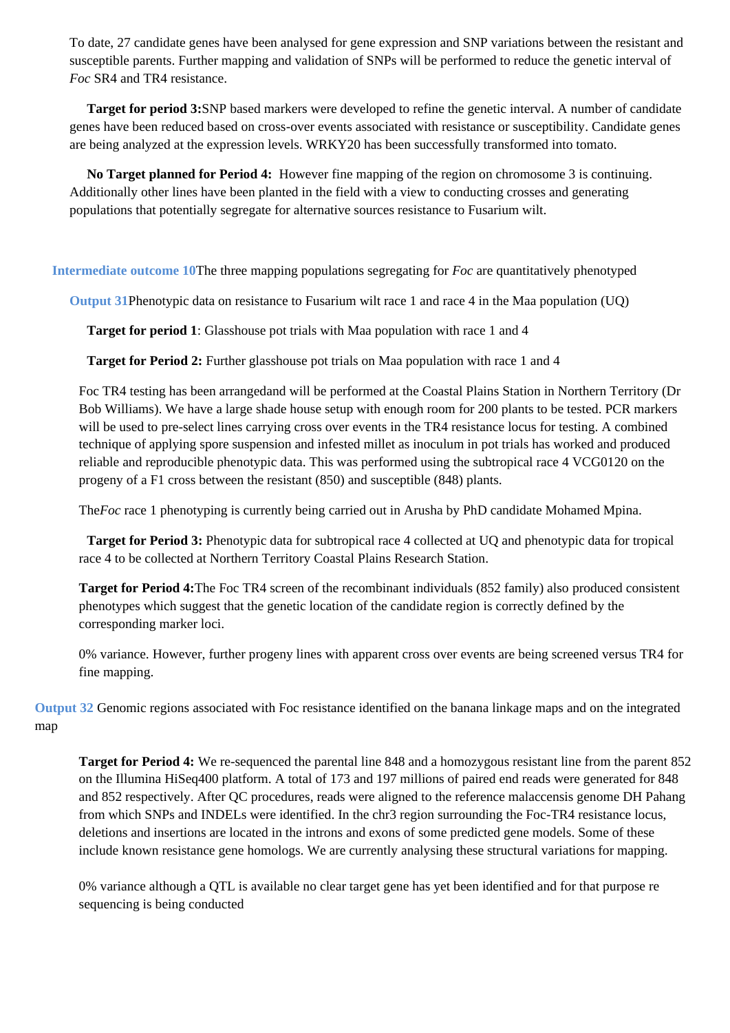To date, 27 candidate genes have been analysed for gene expression and SNP variations between the resistant and susceptible parents. Further mapping and validation of SNPs will be performed to reduce the genetic interval of *Foc* SR4 and TR4 resistance.

**Target for period 3:**SNP based markers were developed to refine the genetic interval. A number of candidate genes have been reduced based on cross-over events associated with resistance or susceptibility. Candidate genes are being analyzed at the expression levels. WRKY20 has been successfully transformed into tomato.

**No Target planned for Period 4:** However fine mapping of the region on chromosome 3 is continuing. Additionally other lines have been planted in the field with a view to conducting crosses and generating populations that potentially segregate for alternative sources resistance to Fusarium wilt.

**Intermediate outcome 10**The three mapping populations segregating for *Foc* are quantitatively phenotyped

**Output 31**Phenotypic data on resistance to Fusarium wilt race 1 and race 4 in the Maa population (UQ)

**Target for period 1**: Glasshouse pot trials with Maa population with race 1 and 4

**Target for Period 2:** Further glasshouse pot trials on Maa population with race 1 and 4

Foc TR4 testing has been arrangedand will be performed at the Coastal Plains Station in Northern Territory (Dr Bob Williams). We have a large shade house setup with enough room for 200 plants to be tested. PCR markers will be used to pre-select lines carrying cross over events in the TR4 resistance locus for testing. A combined technique of applying spore suspension and infested millet as inoculum in pot trials has worked and produced reliable and reproducible phenotypic data. This was performed using the subtropical race 4 VCG0120 on the progeny of a F1 cross between the resistant (850) and susceptible (848) plants.

The*Foc* race 1 phenotyping is currently being carried out in Arusha by PhD candidate Mohamed Mpina.

**Target for Period 3:** Phenotypic data for subtropical race 4 collected at UQ and phenotypic data for tropical race 4 to be collected at Northern Territory Coastal Plains Research Station.

**Target for Period 4:**The Foc TR4 screen of the recombinant individuals (852 family) also produced consistent phenotypes which suggest that the genetic location of the candidate region is correctly defined by the corresponding marker loci.

0% variance. However, further progeny lines with apparent cross over events are being screened versus TR4 for fine mapping.

**Output 32** Genomic regions associated with Foc resistance identified on the banana linkage maps and on the integrated map

**Target for Period 4:** We re-sequenced the parental line 848 and a homozygous resistant line from the parent 852 on the Illumina HiSeq400 platform. A total of 173 and 197 millions of paired end reads were generated for 848 and 852 respectively. After QC procedures, reads were aligned to the reference malaccensis genome DH Pahang from which SNPs and INDELs were identified. In the chr3 region surrounding the Foc-TR4 resistance locus, deletions and insertions are located in the introns and exons of some predicted gene models. Some of these include known resistance gene homologs. We are currently analysing these structural variations for mapping.

0% variance although a QTL is available no clear target gene has yet been identified and for that purpose re sequencing is being conducted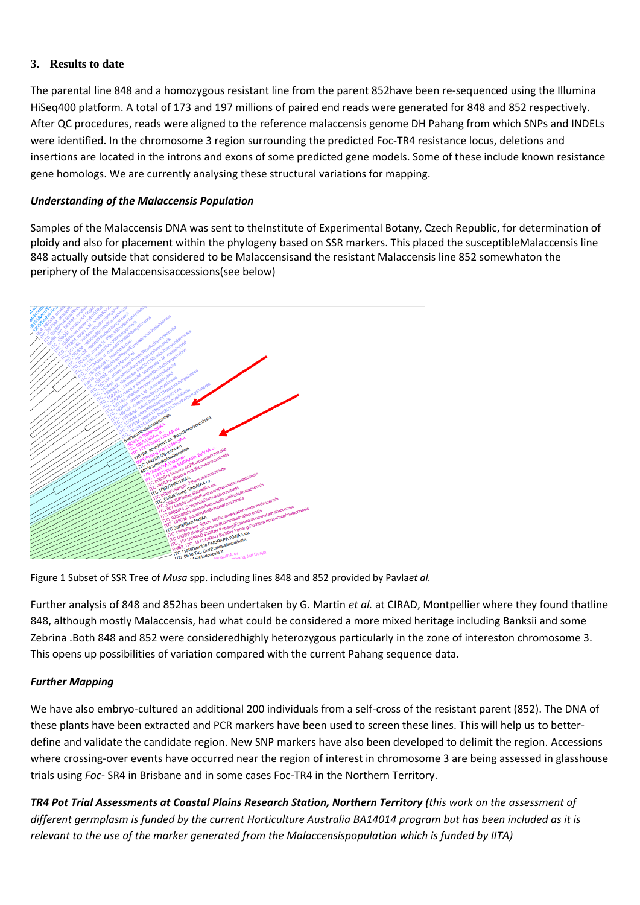### 3. Results to date

The parental line 848 and a homozygous resistant line from the parent 852have been re-sequenced using the Illumina HiSeq400 platform. A total of 173 and 197 millions of paired end reads were generated for 848 and 852 respectively. After QC procedures, reads were aligned to the reference malaccensis genome DH Pahang from which SNPs and INDELs were identified. In the chromosome 3 region surrounding the predicted Foc-TR4 resistance locus, deletions and insertions are located in the introns and exons of some predicted gene models. Some of these include known resistance gene homologs. We are currently analysing these structural variations for mapping.

***Understanding of the Malaccensis Population***

Samples of the Malaccensis DNA was sent to theInstitute of Experimental Botany, Czech Republic, for determination of ploidy and also for placement within the phylogeny based on SSR markers. This placed the susceptibleMalaccensis line 848 actually outside that considered to be Malaccensisand the resistant Malaccensis line 852 somewhaton the periphery of the Malaccensisaccessions(see below)

Figure 1 Subset of SSR Tree of *Musa* spp. including lines 848 and 852 provided by Pavla*et al.*

Further analysis of 848 and 852has been undertaken by G. Martin *et al.* at CIRAD, Montpellier where they found thatline 848, although mostly Malaccensis, had what could be considered a more mixed heritage including Banksii and some Zebrina .Both 848 and 852 were consideredhighly heterozygous particularly in the zone of intereston chromosome 3. This opens up possibilities of variation compared with the current Pahang sequence data.

***Further Mapping***

We have also embryo-cultured an additional 200 individuals from a self-cross of the resistant parent (852). The DNA of these plants have been extracted and PCR markers have been used to screen these lines. This will help us to better-define and validate the candidate region. New SNP markers have also been developed to delimit the region. Accessions where crossing-over events have occurred near the region of interest in chromosome 3 are being assessed in glasshouse trials using *Foc*- SR4 in Brisbane and in some cases Foc-TR4 in the Northern Territory.

***TR4 Pot Trial Assessments at Coastal Plains Research Station, Northern Territory (****this work on the assessment of different germplasm is funded by the current Horticulture Australia BA14014 program but has been included as it is relevant to the use of the marker generated from the Malaccensispopulation which is funded by IITA)*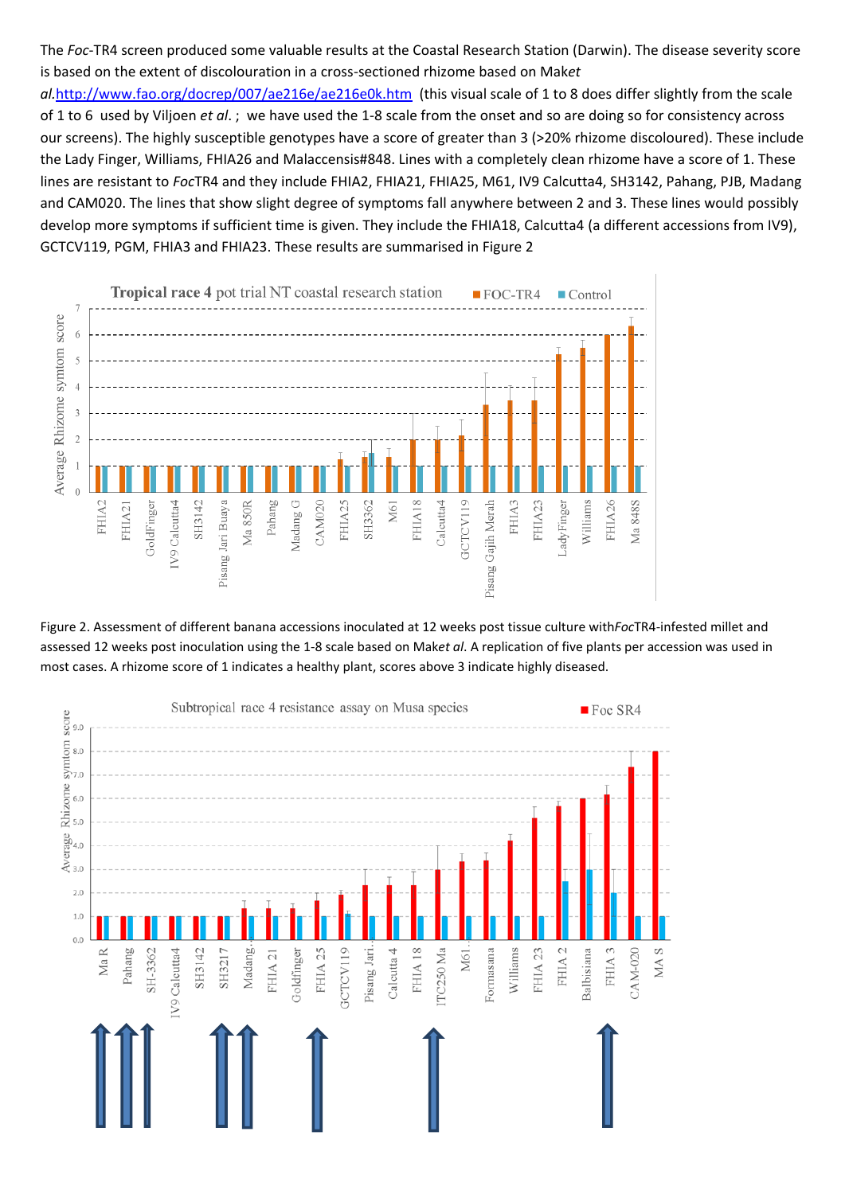The *Foc*-TR4 screen produced some valuable results at the Coastal Research Station (Darwin). The disease severity score is based on the extent of discolouration in a cross-sectioned rhizome based on Mak*et al.*http://www.fao.org/docrep/007/ae216e/ae216e0k.htm (this visual scale of 1 to 8 does differ slightly from the scale of 1 to 6 used by Viljoen *et al*. ; we have used the 1-8 scale from the onset and so are doing so for consistency across our screens). The highly susceptible genotypes have a score of greater than 3 (>20% rhizome discoloured). These include the Lady Finger, Williams, FHIA26 and Malaccensis#848. Lines with a completely clean rhizome have a score of 1. These lines are resistant to *Foc*TR4 and they include FHIA2, FHIA21, FHIA25, M61, IV9 Calcutta4, SH3142, Pahang, PJB, Madang and CAM020. The lines that show slight degree of symptoms fall anywhere between 2 and 3. These lines would possibly develop more symptoms if sufficient time is given. They include the FHIA18, Calcutta4 (a different accessions from IV9), GCTCV119, PGM, FHIA3 and FHIA23. These results are summarised in Figure 2

Figure 2. Assessment of different banana accessions inoculated at 12 weeks post tissue culture with*Foc*TR4-infested millet and assessed 12 weeks post inoculation using the 1-8 scale based on Mak*et al*. A replication of five plants per accession was used in most cases. A rhizome score of 1 indicates a healthy plant, scores above 3 indicate highly diseased.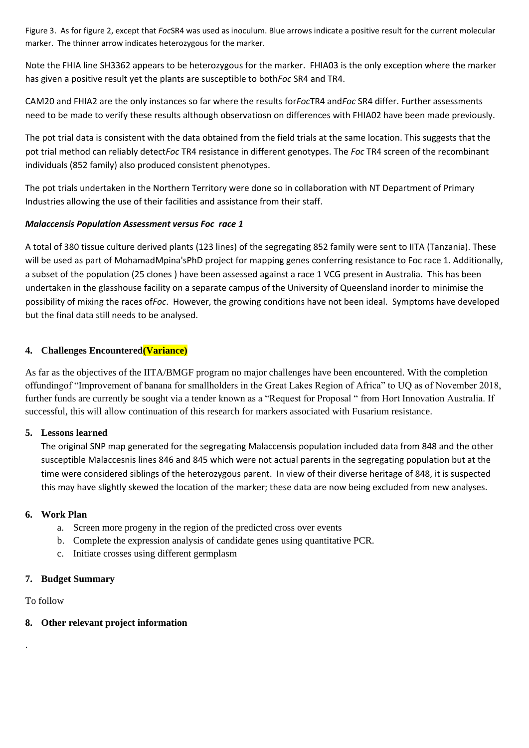Figure 3. As for figure 2, except that *Foc*SR4 was used as inoculum. Blue arrows indicate a positive result for the current molecular marker. The thinner arrow indicates heterozygous for the marker.

Note the FHIA line SH3362 appears to be heterozygous for the marker. FHIA03 is the only exception where the marker has given a positive result yet the plants are susceptible to both*Foc* SR4 and TR4.

CAM20 and FHIA2 are the only instances so far where the results for*Foc*TR4 and*Foc* SR4 differ. Further assessments need to be made to verify these results although observatiosn on differences with FHIA02 have been made previously.

The pot trial data is consistent with the data obtained from the field trials at the same location. This suggests that the pot trial method can reliably detect*Foc* TR4 resistance in different genotypes. The *Foc* TR4 screen of the recombinant individuals (852 family) also produced consistent phenotypes.

The pot trials undertaken in the Northern Territory were done so in collaboration with NT Department of Primary Industries allowing the use of their facilities and assistance from their staff.

***Malaccensis Population Assessment versus Foc race 1***

A total of 380 tissue culture derived plants (123 lines) of the segregating 852 family were sent to IITA (Tanzania). These will be used as part of MohamadMpina'sPhD project for mapping genes conferring resistance to Foc race 1. Additionally, a subset of the population (25 clones ) have been assessed against a race 1 VCG present in Australia. This has been undertaken in the glasshouse facility on a separate campus of the University of Queensland inorder to minimise the possibility of mixing the races of*Foc*. However, the growing conditions have not been ideal. Symptoms have developed but the final data still needs to be analysed.

## 4. Challenges Encountered(Variance)

As far as the objectives of the IITA/BMGF program no major challenges have been encountered. With the completion offundingof "Improvement of banana for smallholders in the Great Lakes Region of Africa" to UQ as of November 2018, further funds are currently be sought via a tender known as a "Request for Proposal " from Hort Innovation Australia. If successful, this will allow continuation of this research for markers associated with Fusarium resistance.

## 5. Lessons learned

The original SNP map generated for the segregating Malaccensis population included data from 848 and the other susceptible Malaccesnis lines 846 and 845 which were not actual parents in the segregating population but at the time were considered siblings of the heterozygous parent. In view of their diverse heritage of 848, it is suspected this may have slightly skewed the location of the marker; these data are now being excluded from new analyses.

## 6. Work Plan

a. Screen more progeny in the region of the predicted cross over events
b. Complete the expression analysis of candidate genes using quantitative PCR.
c. Initiate crosses using different germplasm

## 7. Budget Summary

To follow

## 8. Other relevant project information

.